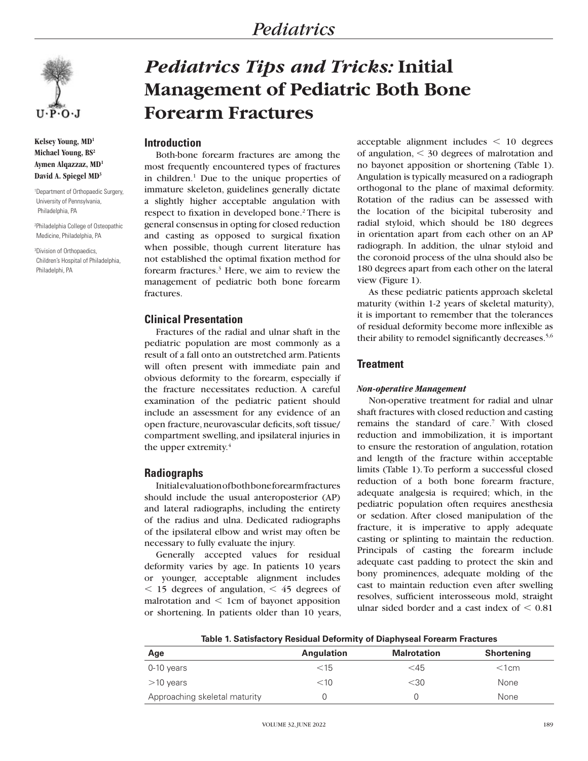# *Pediatrics Tips and Tricks:* Initial Management of Pediatric Both Bone Forearm Fractures

**Kelsey Young, MD[1]**
**Michael Young, BS[2]**
**Aymen Alqazzaz, MD[1]**
**David A. Spiegel MD[3]**

[1]Department of Orthopaedic Surgery, University of Pennsylvania, Philadelphia, PA

[2]Philadelphia College of Osteopathic Medicine, Philadelphia, PA

[3]Division of Orthopaedics, Children's Hospital of Philadelphia, Philadelphi, PA

## Introduction

Both-bone forearm fractures are among the most frequently encountered types of fractures in children.[1] Due to the unique properties of immature skeleton, guidelines generally dictate a slightly higher acceptable angulation with respect to fixation in developed bone.[2] There is general consensus in opting for closed reduction and casting as opposed to surgical fixation when possible, though current literature has not established the optimal fixation method for forearm fractures.[3] Here, we aim to review the management of pediatric both bone forearm fractures.

## Clinical Presentation

Fractures of the radial and ulnar shaft in the pediatric population are most commonly as a result of a fall onto an outstretched arm. Patients will often present with immediate pain and obvious deformity to the forearm, especially if the fracture necessitates reduction. A careful examination of the pediatric patient should include an assessment for any evidence of an open fracture, neurovascular deficits, soft tissue/compartment swelling, and ipsilateral injuries in the upper extremity.[4]

## Radiographs

Initial evaluation of both bone forearm fractures should include the usual anteroposterior (AP) and lateral radiographs, including the entirety of the radius and ulna. Dedicated radiographs of the ipsilateral elbow and wrist may often be necessary to fully evaluate the injury.

Generally accepted values for residual deformity varies by age. In patients 10 years or younger, acceptable alignment includes < 15 degrees of angulation, < 45 degrees of malrotation and < 1cm of bayonet apposition or shortening. In patients older than 10 years, acceptable alignment includes < 10 degrees of angulation, < 30 degrees of malrotation and no bayonet apposition or shortening (Table 1). Angulation is typically measured on a radiograph orthogonal to the plane of maximal deformity. Rotation of the radius can be assessed with the location of the bicipital tuberosity and radial styloid, which should be 180 degrees in orientation apart from each other on an AP radiograph. In addition, the ulnar styloid and the coronoid process of the ulna should also be 180 degrees apart from each other on the lateral view (Figure 1).

As these pediatric patients approach skeletal maturity (within 1-2 years of skeletal maturity), it is important to remember that the tolerances of residual deformity become more inflexible as their ability to remodel significantly decreases.[5,6]

## Treatment

### *Non-operative Management*

Non-operative treatment for radial and ulnar shaft fractures with closed reduction and casting remains the standard of care.[7] With closed reduction and immobilization, it is important to ensure the restoration of angulation, rotation and length of the fracture within acceptable limits (Table 1). To perform a successful closed reduction of a both bone forearm fracture, adequate analgesia is required; which, in the pediatric population often requires anesthesia or sedation. After closed manipulation of the fracture, it is imperative to apply adequate casting or splinting to maintain the reduction. Principals of casting the forearm include adequate cast padding to protect the skin and bony prominences, adequate molding of the cast to maintain reduction even after swelling resolves, sufficient interosseous mold, straight ulnar sided border and a cast index of < 0.81

**Table 1. Satisfactory Residual Deformity of Diaphyseal Forearm Fractures**

| Age | Angulation | Malrotation | Shortening |
|---|---|---|---|
| 0-10 years | <15 | <45 | <1cm |
| >10 years | <10 | <30 | None |
| Approaching skeletal maturity | 0 | 0 | None |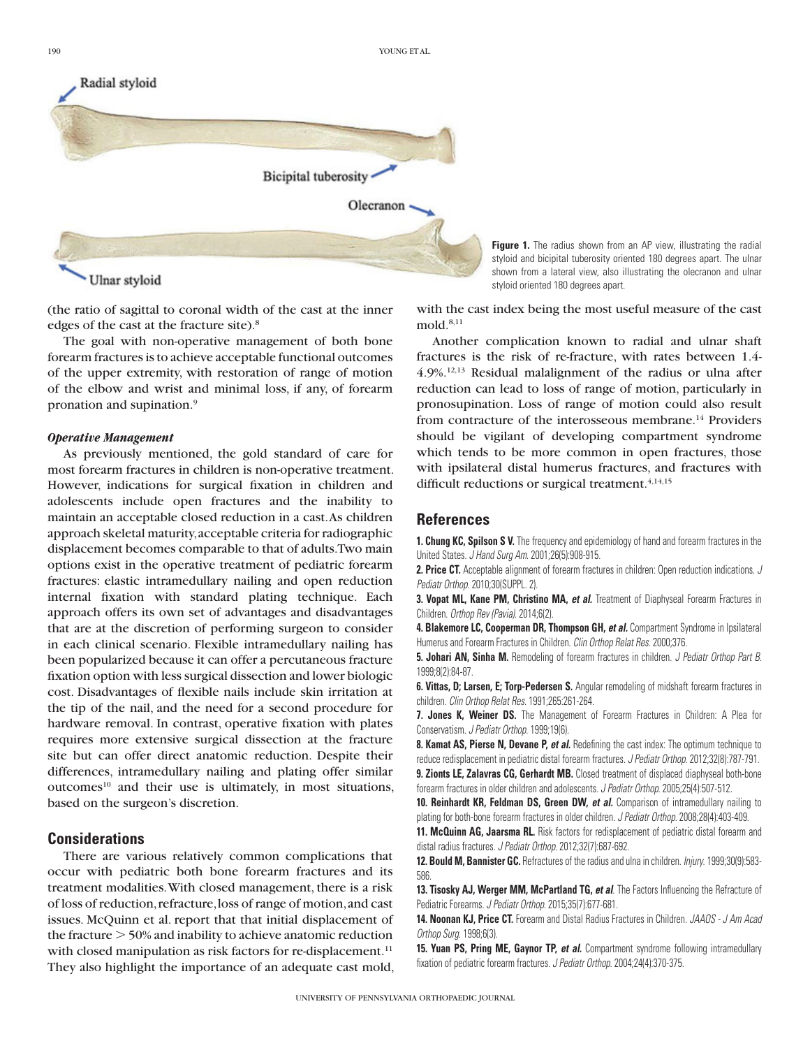Radial styloid

Bicipital tuberosity

Olecranon

Ulnar styloid

**Figure 1.** The radius shown from an AP view, illustrating the radial styloid and bicipital tuberosity oriented 180 degrees apart. The ulnar shown from a lateral view, also illustrating the olecranon and ulnar styloid oriented 180 degrees apart.

(the ratio of sagittal to coronal width of the cast at the inner edges of the cast at the fracture site).[8]

The goal with non-operative management of both bone forearm fractures is to achieve acceptable functional outcomes of the upper extremity, with restoration of range of motion of the elbow and wrist and minimal loss, if any, of forearm pronation and supination.[9]

### *Operative Management*

As previously mentioned, the gold standard of care for most forearm fractures in children is non-operative treatment. However, indications for surgical fixation in children and adolescents include open fractures and the inability to maintain an acceptable closed reduction in a cast. As children approach skeletal maturity, acceptable criteria for radiographic displacement becomes comparable to that of adults. Two main options exist in the operative treatment of pediatric forearm fractures: elastic intramedullary nailing and open reduction internal fixation with standard plating technique. Each approach offers its own set of advantages and disadvantages that are at the discretion of performing surgeon to consider in each clinical scenario. Flexible intramedullary nailing has been popularized because it can offer a percutaneous fracture fixation option with less surgical dissection and lower biologic cost. Disadvantages of flexible nails include skin irritation at the tip of the nail, and the need for a second procedure for hardware removal. In contrast, operative fixation with plates requires more extensive surgical dissection at the fracture site but can offer direct anatomic reduction. Despite their differences, intramedullary nailing and plating offer similar outcomes[10] and their use is ultimately, in most situations, based on the surgeon's discretion.

## Considerations

There are various relatively common complications that occur with pediatric both bone forearm fractures and its treatment modalities. With closed management, there is a risk of loss of reduction, refracture, loss of range of motion, and cast issues. McQuinn et al. report that that initial displacement of the fracture > 50% and inability to achieve anatomic reduction with closed manipulation as risk factors for re-displacement.[11] They also highlight the importance of an adequate cast mold, with the cast index being the most useful measure of the cast mold.[8,11]

Another complication known to radial and ulnar shaft fractures is the risk of re-fracture, with rates between 1.4-4.9%.[12,13] Residual malalignment of the radius or ulna after reduction can lead to loss of range of motion, particularly in pronosupination. Loss of range of motion could also result from contracture of the interosseous membrane.[14] Providers should be vigilant of developing compartment syndrome which tends to be more common in open fractures, those with ipsilateral distal humerus fractures, and fractures with difficult reductions or surgical treatment.[4,14,15]

## References

**1. Chung KC, Spilson S V.** The frequency and epidemiology of hand and forearm fractures in the United States. *J Hand Surg Am.* 2001;26(5):908-915.

**2. Price CT.** Acceptable alignment of forearm fractures in children: Open reduction indications. *J Pediatr Orthop.* 2010;30(SUPPL. 2).

**3. Vopat ML, Kane PM, Christino MA, *et al.*** Treatment of Diaphyseal Forearm Fractures in Children. *Orthop Rev (Pavia).* 2014;6(2).

**4. Blakemore LC, Cooperman DR, Thompson GH, *et al.*** Compartment Syndrome in Ipsilateral Humerus and Forearm Fractures in Children. *Clin Orthop Relat Res.* 2000;376.

**5. Johari AN, Sinha M.** Remodeling of forearm fractures in children. *J Pediatr Orthop Part B.* 1999;8(2):84-87.

**6. Vittas, D; Larsen, E; Torp-Pedersen S.** Angular remodeling of midshaft forearm fractures in children. *Clin Orthop Relat Res.* 1991;265:261-264.

**7. Jones K, Weiner DS.** The Management of Forearm Fractures in Children: A Plea for Conservatism. *J Pediatr Orthop.* 1999;19(6).

**8. Kamat AS, Pierse N, Devane P, *et al.*** Redefining the cast index: The optimum technique to reduce redisplacement in pediatric distal forearm fractures. *J Pediatr Orthop.* 2012;32(8):787-791.

**9. Zionts LE, Zalavras CG, Gerhardt MB.** Closed treatment of displaced diaphyseal both-bone forearm fractures in older children and adolescents. *J Pediatr Orthop.* 2005;25(4):507-512.

**10. Reinhardt KR, Feldman DS, Green DW, *et al.*** Comparison of intramedullary nailing to plating for both-bone forearm fractures in older children. *J Pediatr Orthop.* 2008;28(4):403-409.

**11. McQuinn AG, Jaarsma RL.** Risk factors for redisplacement of pediatric distal forearm and distal radius fractures. *J Pediatr Orthop.* 2012;32(7):687-692.

**12. Bould M, Bannister GC.** Refractures of the radius and ulna in children. *Injury.* 1999;30(9):583-586.

**13. Tisosky AJ, Werger MM, McPartland TG, *et al.*** The Factors Influencing the Refracture of Pediatric Forearms. *J Pediatr Orthop.* 2015;35(7):677-681.

**14. Noonan KJ, Price CT.** Forearm and Distal Radius Fractures in Children. *JAAOS - J Am Acad Orthop Surg.* 1998;6(3).

**15. Yuan PS, Pring ME, Gaynor TP, *et al.*** Compartment syndrome following intramedullary fixation of pediatric forearm fractures. *J Pediatr Orthop.* 2004;24(4):370-375.